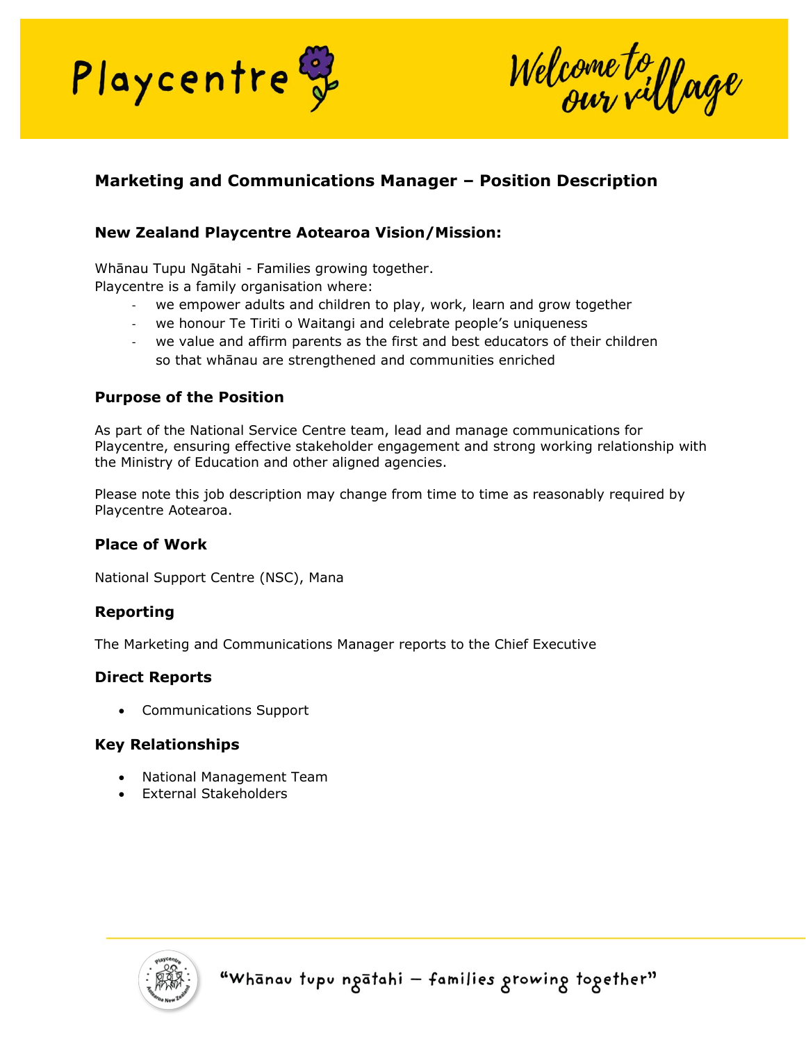# Marketing and Communications Manager – Position Description

## New Zealand Playcentre Aotearoa Vision/Mission:

Whānau Tupu Ngātahi - Families growing together.
Playcentre is a family organisation where:

- we empower adults and children to play, work, learn and grow together
- we honour Te Tiriti o Waitangi and celebrate people's uniqueness
- we value and affirm parents as the first and best educators of their children so that whānau are strengthened and communities enriched

## Purpose of the Position

As part of the National Service Centre team, lead and manage communications for Playcentre, ensuring effective stakeholder engagement and strong working relationship with the Ministry of Education and other aligned agencies.

Please note this job description may change from time to time as reasonably required by Playcentre Aotearoa.

## Place of Work

National Support Centre (NSC), Mana

## Reporting

The Marketing and Communications Manager reports to the Chief Executive

## Direct Reports

- Communications Support

## Key Relationships

- National Management Team
- External Stakeholders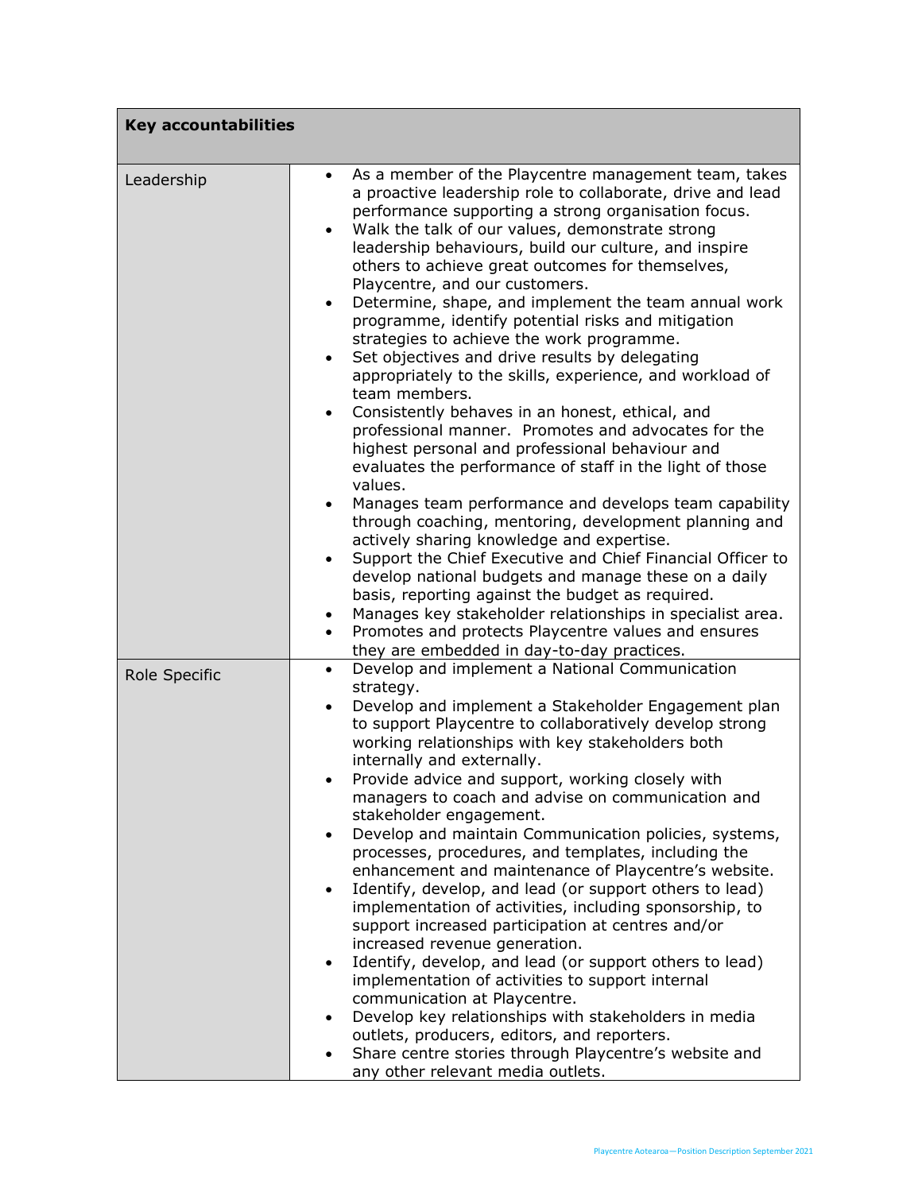| Key accountabilities | |
|---|---|
| Leadership | • As a member of the Playcentre management team, takes a proactive leadership role to collaborate, drive and lead performance supporting a strong organisation focus.<br>• Walk the talk of our values, demonstrate strong leadership behaviours, build our culture, and inspire others to achieve great outcomes for themselves, Playcentre, and our customers.<br>• Determine, shape, and implement the team annual work programme, identify potential risks and mitigation strategies to achieve the work programme.<br>• Set objectives and drive results by delegating appropriately to the skills, experience, and workload of team members.<br>• Consistently behaves in an honest, ethical, and professional manner. Promotes and advocates for the highest personal and professional behaviour and evaluates the performance of staff in the light of those values.<br>• Manages team performance and develops team capability through coaching, mentoring, development planning and actively sharing knowledge and expertise.<br>• Support the Chief Executive and Chief Financial Officer to develop national budgets and manage these on a daily basis, reporting against the budget as required.<br>• Manages key stakeholder relationships in specialist area.<br>• Promotes and protects Playcentre values and ensures they are embedded in day-to-day practices. |
| Role Specific | • Develop and implement a National Communication strategy.<br>• Develop and implement a Stakeholder Engagement plan to support Playcentre to collaboratively develop strong working relationships with key stakeholders both internally and externally.<br>• Provide advice and support, working closely with managers to coach and advise on communication and stakeholder engagement.<br>• Develop and maintain Communication policies, systems, processes, procedures, and templates, including the enhancement and maintenance of Playcentre's website.<br>• Identify, develop, and lead (or support others to lead) implementation of activities, including sponsorship, to support increased participation at centres and/or increased revenue generation.<br>• Identify, develop, and lead (or support others to lead) implementation of activities to support internal communication at Playcentre.<br>• Develop key relationships with stakeholders in media outlets, producers, editors, and reporters.<br>• Share centre stories through Playcentre's website and any other relevant media outlets. |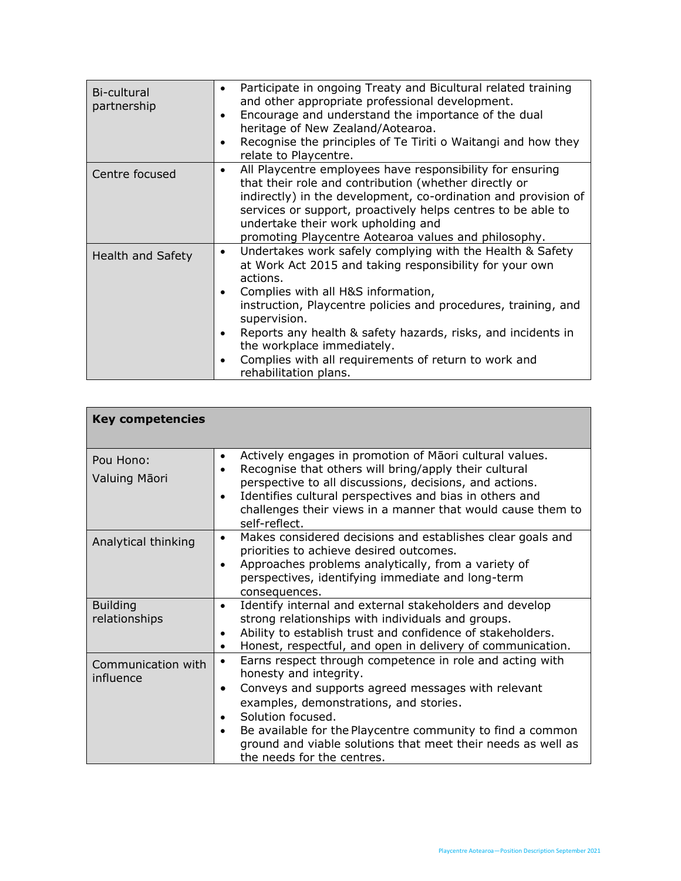| | |
|---|---|
| Bi-cultural partnership | • Participate in ongoing Treaty and Bicultural related training and other appropriate professional development.<br>• Encourage and understand the importance of the dual heritage of New Zealand/Aotearoa.<br>• Recognise the principles of Te Tiriti o Waitangi and how they relate to Playcentre. |
| Centre focused | • All Playcentre employees have responsibility for ensuring that their role and contribution (whether directly or indirectly) in the development, co-ordination and provision of services or support, proactively helps centres to be able to undertake their work upholding and promoting Playcentre Aotearoa values and philosophy. |
| Health and Safety | • Undertakes work safely complying with the Health & Safety at Work Act 2015 and taking responsibility for your own actions.<br>• Complies with all H&S information, instruction, Playcentre policies and procedures, training, and supervision.<br>• Reports any health & safety hazards, risks, and incidents in the workplace immediately.<br>• Complies with all requirements of return to work and rehabilitation plans. |

| **Key competencies** | |
|---|---|
| Pou Hono: Valuing Māori | • Actively engages in promotion of Māori cultural values.<br>• Recognise that others will bring/apply their cultural perspective to all discussions, decisions, and actions.<br>• Identifies cultural perspectives and bias in others and challenges their views in a manner that would cause them to self-reflect. |
| Analytical thinking | • Makes considered decisions and establishes clear goals and priorities to achieve desired outcomes.<br>• Approaches problems analytically, from a variety of perspectives, identifying immediate and long-term consequences. |
| Building relationships | • Identify internal and external stakeholders and develop strong relationships with individuals and groups.<br>• Ability to establish trust and confidence of stakeholders.<br>• Honest, respectful, and open in delivery of communication. |
| Communication with influence | • Earns respect through competence in role and acting with honesty and integrity.<br>• Conveys and supports agreed messages with relevant examples, demonstrations, and stories.<br>• Solution focused.<br>• Be available for the Playcentre community to find a common ground and viable solutions that meet their needs as well as the needs for the centres. |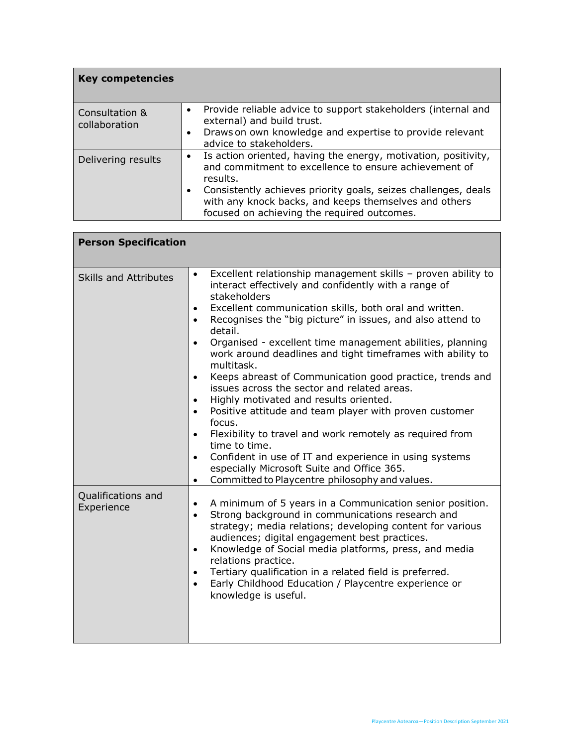| Key competencies | |
|---|---|
| Consultation & collaboration | • Provide reliable advice to support stakeholders (internal and external) and build trust.<br>• Draws on own knowledge and expertise to provide relevant advice to stakeholders. |
| Delivering results | • Is action oriented, having the energy, motivation, positivity, and commitment to excellence to ensure achievement of results.<br>• Consistently achieves priority goals, seizes challenges, deals with any knock backs, and keeps themselves and others focused on achieving the required outcomes. |

| Person Specification | |
|---|---|
| Skills and Attributes | • Excellent relationship management skills – proven ability to interact effectively and confidently with a range of stakeholders<br>• Excellent communication skills, both oral and written.<br>• Recognises the "big picture" in issues, and also attend to detail.<br>• Organised - excellent time management abilities, planning work around deadlines and tight timeframes with ability to multitask.<br>• Keeps abreast of Communication good practice, trends and issues across the sector and related areas.<br>• Highly motivated and results oriented.<br>• Positive attitude and team player with proven customer focus.<br>• Flexibility to travel and work remotely as required from time to time.<br>• Confident in use of IT and experience in using systems especially Microsoft Suite and Office 365.<br>• Committed to Playcentre philosophy and values. |
| Qualifications and Experience | • A minimum of 5 years in a Communication senior position.<br>• Strong background in communications research and strategy; media relations; developing content for various audiences; digital engagement best practices.<br>• Knowledge of Social media platforms, press, and media relations practice.<br>• Tertiary qualification in a related field is preferred.<br>• Early Childhood Education / Playcentre experience or knowledge is useful. |